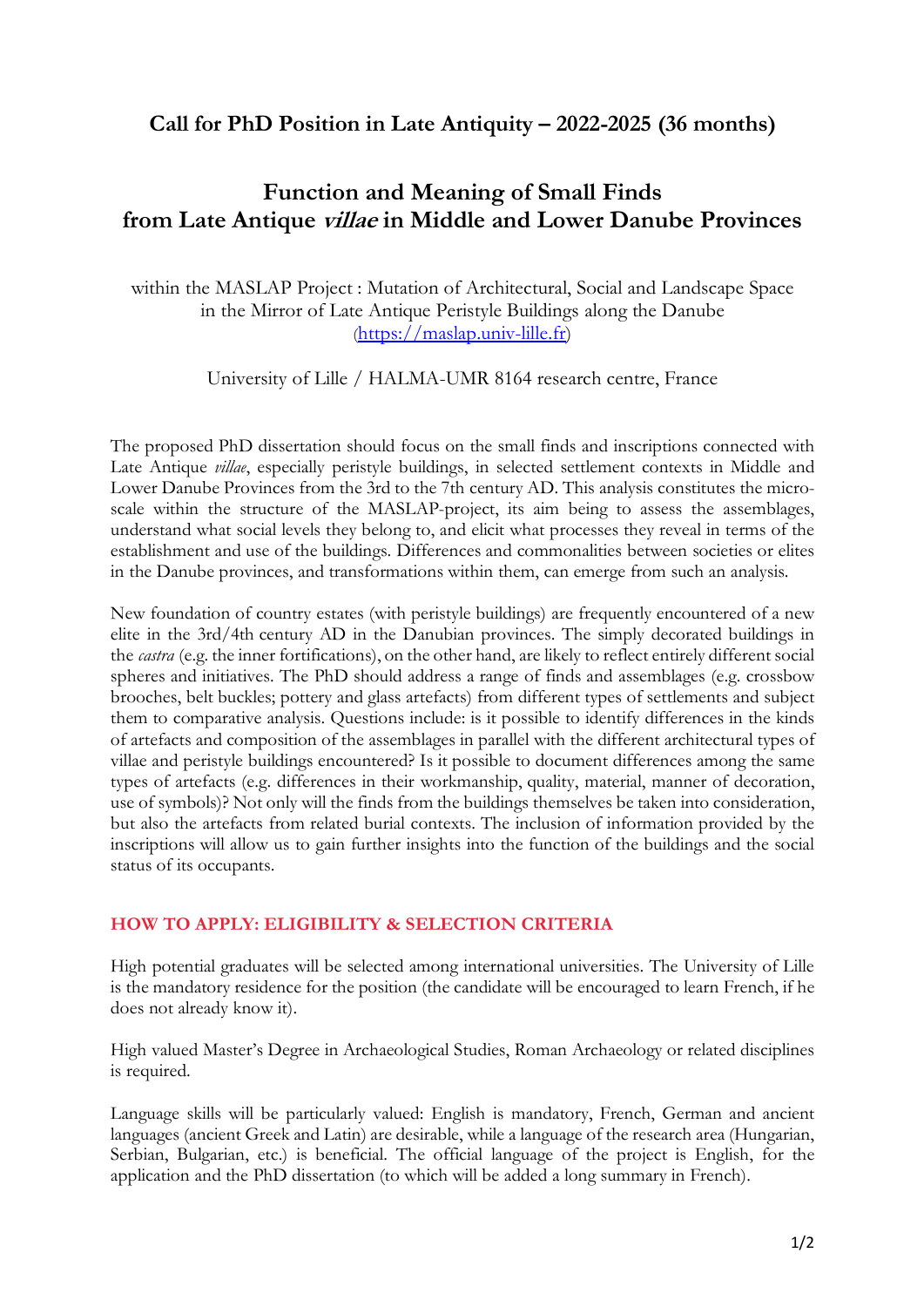# Call for PhD Position in Late Antiquity – 2022-2025 (36 months)

## Function and Meaning of Small Finds from Late Antique *villae* in Middle and Lower Danube Provinces

within the MASLAP Project : Mutation of Architectural, Social and Landscape Space in the Mirror of Late Antique Peristyle Buildings along the Danube (https://maslap.univ-lille.fr)

University of Lille / HALMA-UMR 8164 research centre, France

The proposed PhD dissertation should focus on the small finds and inscriptions connected with Late Antique *villae*, especially peristyle buildings, in selected settlement contexts in Middle and Lower Danube Provinces from the 3rd to the 7th century AD. This analysis constitutes the micro-scale within the structure of the MASLAP-project, its aim being to assess the assemblages, understand what social levels they belong to, and elicit what processes they reveal in terms of the establishment and use of the buildings. Differences and commonalities between societies or elites in the Danube provinces, and transformations within them, can emerge from such an analysis.

New foundation of country estates (with peristyle buildings) are frequently encountered of a new elite in the 3rd/4th century AD in the Danubian provinces. The simply decorated buildings in the *castra* (e.g. the inner fortifications), on the other hand, are likely to reflect entirely different social spheres and initiatives. The PhD should address a range of finds and assemblages (e.g. crossbow brooches, belt buckles; pottery and glass artefacts) from different types of settlements and subject them to comparative analysis. Questions include: is it possible to identify differences in the kinds of artefacts and composition of the assemblages in parallel with the different architectural types of villae and peristyle buildings encountered? Is it possible to document differences among the same types of artefacts (e.g. differences in their workmanship, quality, material, manner of decoration, use of symbols)? Not only will the finds from the buildings themselves be taken into consideration, but also the artefacts from related burial contexts. The inclusion of information provided by the inscriptions will allow us to gain further insights into the function of the buildings and the social status of its occupants.

### HOW TO APPLY: ELIGIBILITY & SELECTION CRITERIA

High potential graduates will be selected among international universities. The University of Lille is the mandatory residence for the position (the candidate will be encouraged to learn French, if he does not already know it).

High valued Master's Degree in Archaeological Studies, Roman Archaeology or related disciplines is required.

Language skills will be particularly valued: English is mandatory, French, German and ancient languages (ancient Greek and Latin) are desirable, while a language of the research area (Hungarian, Serbian, Bulgarian, etc.) is beneficial. The official language of the project is English, for the application and the PhD dissertation (to which will be added a long summary in French).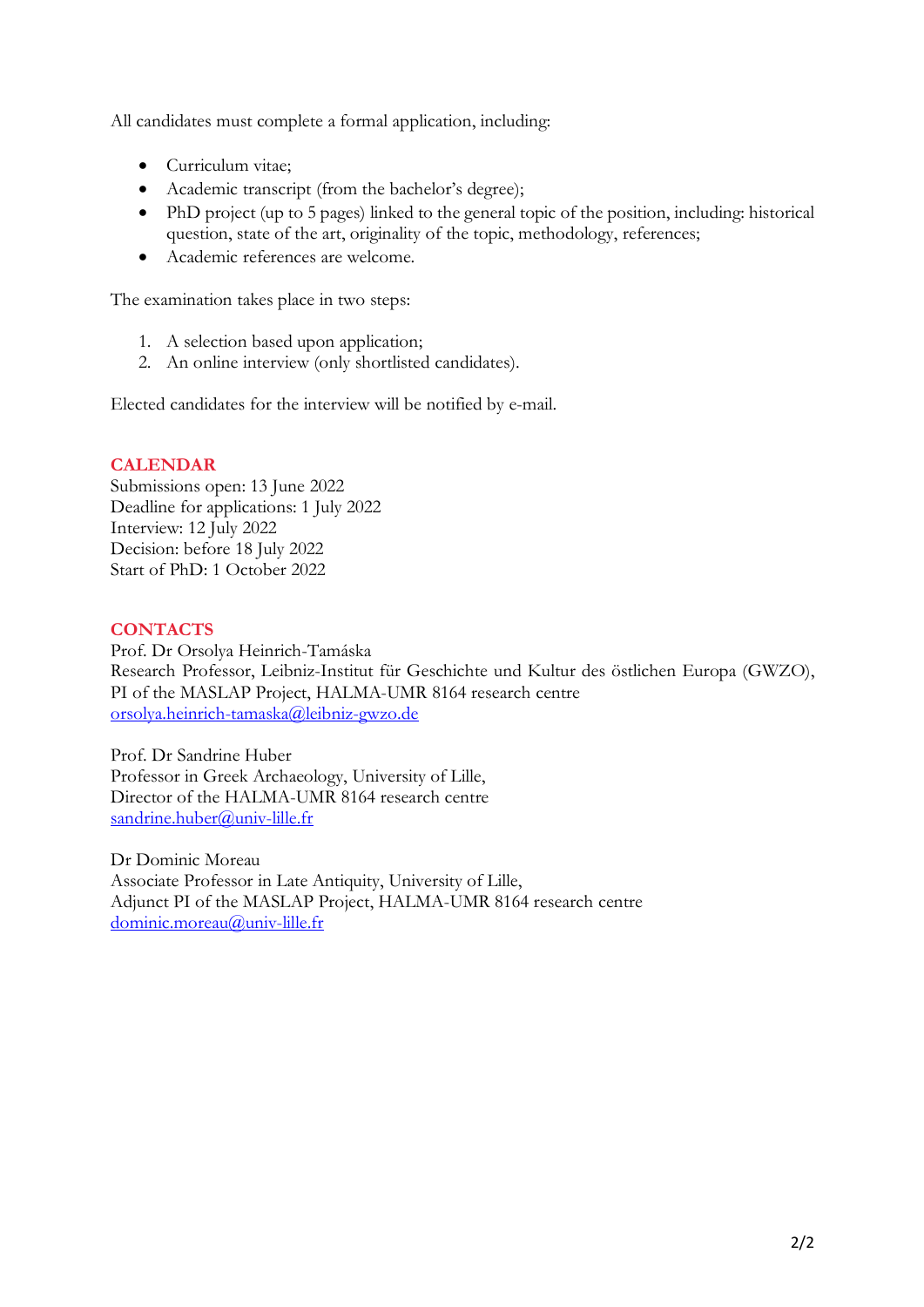All candidates must complete a formal application, including:

- Curriculum vitae;
- Academic transcript (from the bachelor's degree);
- PhD project (up to 5 pages) linked to the general topic of the position, including: historical question, state of the art, originality of the topic, methodology, references;
- Academic references are welcome.

The examination takes place in two steps:

1. A selection based upon application;
2. An online interview (only shortlisted candidates).

Elected candidates for the interview will be notified by e-mail.

## CALENDAR

Submissions open: 13 June 2022
Deadline for applications: 1 July 2022
Interview: 12 July 2022
Decision: before 18 July 2022
Start of PhD: 1 October 2022

## CONTACTS

Prof. Dr Orsolya Heinrich-Tamáska
Research Professor, Leibniz-Institut für Geschichte und Kultur des östlichen Europa (GWZO), PI of the MASLAP Project, HALMA-UMR 8164 research centre
orsolya.heinrich-tamaska@leibniz-gwzo.de

Prof. Dr Sandrine Huber
Professor in Greek Archaeology, University of Lille,
Director of the HALMA-UMR 8164 research centre
sandrine.huber@univ-lille.fr

Dr Dominic Moreau
Associate Professor in Late Antiquity, University of Lille,
Adjunct PI of the MASLAP Project, HALMA-UMR 8164 research centre
dominic.moreau@univ-lille.fr